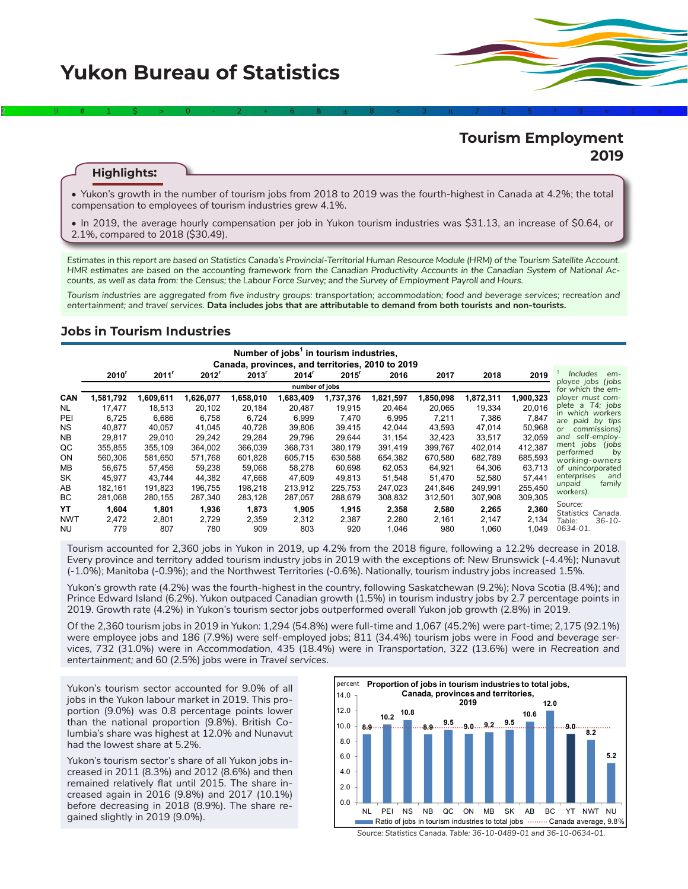# Yukon Bureau of Statistics

## Tourism Employment 2019

### Highlights:

- Yukon's growth in the number of tourism jobs from 2018 to 2019 was the fourth-highest in Canada at 4.2%; the total compensation to employees of tourism industries grew 4.1%.
- In 2019, the average hourly compensation per job in Yukon tourism industries was $31.13, an increase of $0.64, or 2.1%, compared to 2018 ($30.49).

*Estimates in this report are based on Statistics Canada's Provincial-Territorial Human Resource Module (HRM) of the Tourism Satellite Account. HMR estimates are based on the accounting framework from the Canadian Productivity Accounts in the Canadian System of National Accounts, as well as data from: the Census; the Labour Force Survey; and the Survey of Employment Payroll and Hours.*

*Tourism industries are aggregated from five industry groups: transportation; accommodation; food and beverage services; recreation and entertainment; and travel services.* **Data includes jobs that are attributable to demand from both tourists and non-tourists.**

## Jobs in Tourism Industries

**Number of jobs[1] in tourism industries, Canada, provinces, and territories, 2010 to 2019**

| | 2010[r] | 2011[r] | 2012[r] | 2013[r] | 2014[r] | 2015[r] | 2016 | 2017 | 2018 | 2019 |
|---|---|---|---|---|---|---|---|---|---|---|
| | number of jobs | | | | | | | | | |
| **CAN** | **1,581,792** | **1,609,611** | **1,626,077** | **1,658,010** | **1,683,409** | **1,737,376** | **1,821,597** | **1,850,098** | **1,872,311** | **1,900,323** |
| NL | 17,477 | 18,513 | 20,102 | 20,184 | 20,487 | 19,915 | 20,464 | 20,065 | 19,334 | 20,016 |
| PEI | 6,725 | 6,686 | 6,758 | 6,724 | 6,999 | 7,470 | 6,995 | 7,211 | 7,386 | 7,847 |
| NS | 40,877 | 40,057 | 41,045 | 40,728 | 39,806 | 39,415 | 42,044 | 43,593 | 47,014 | 50,968 |
| NB | 29,817 | 29,010 | 29,242 | 29,284 | 29,796 | 29,644 | 31,154 | 32,423 | 33,517 | 32,059 |
| QC | 355,855 | 355,109 | 364,002 | 366,039 | 368,731 | 380,179 | 391,419 | 399,767 | 402,014 | 412,387 |
| ON | 560,306 | 581,650 | 571,768 | 601,828 | 605,715 | 630,588 | 654,382 | 670,580 | 682,789 | 685,593 |
| MB | 56,675 | 57,456 | 59,238 | 59,068 | 58,278 | 60,698 | 62,053 | 64,921 | 64,306 | 63,713 |
| SK | 45,977 | 43,744 | 44,382 | 47,668 | 47,609 | 49,813 | 51,548 | 51,470 | 52,580 | 57,441 |
| AB | 182,161 | 191,823 | 196,755 | 198,218 | 213,912 | 225,753 | 247,023 | 241,846 | 249,991 | 255,450 |
| BC | 281,068 | 280,155 | 287,340 | 283,128 | 287,057 | 288,679 | 308,832 | 312,501 | 307,908 | 309,305 |
| **YT** | **1,604** | **1,801** | **1,936** | **1,873** | **1,905** | **1,915** | **2,358** | **2,580** | **2,265** | **2,360** |
| NWT | 2,472 | 2,801 | 2,729 | 2,359 | 2,312 | 2,387 | 2,280 | 2,161 | 2,147 | 2,134 |
| NU | 779 | 807 | 780 | 909 | 803 | 920 | 1,046 | 980 | 1,060 | 1,049 |

[1] Includes employee jobs (jobs for which the employer must complete a T4; jobs in which workers are paid by tips or commissions) and self-employment jobs (jobs performed by working-owners of unincorporated enterprises and unpaid family workers).

Source: Statistics Canada. Table: 36-10-0634-01.

Tourism accounted for 2,360 jobs in Yukon in 2019, up 4.2% from the 2018 figure, following a 12.2% decrease in 2018. Every province and territory added tourism industry jobs in 2019 with the exceptions of: New Brunswick (-4.4%); Nunavut (-1.0%); Manitoba (-0.9%); and the Northwest Territories (-0.6%). Nationally, tourism industry jobs increased 1.5%.

Yukon's growth rate (4.2%) was the fourth-highest in the country, following Saskatchewan (9.2%); Nova Scotia (8.4%); and Prince Edward Island (6.2%). Yukon outpaced Canadian growth (1.5%) in tourism industry jobs by 2.7 percentage points in 2019. Growth rate (4.2%) in Yukon's tourism sector jobs outperformed overall Yukon job growth (2.8%) in 2019.

Of the 2,360 tourism jobs in 2019 in Yukon: 1,294 (54.8%) were full-time and 1,067 (45.2%) were part-time; 2,175 (92.1%) were employee jobs and 186 (7.9%) were self-employed jobs; 811 (34.4%) tourism jobs were in *Food and beverage services*, 732 (31.0%) were in *Accommodation*, 435 (18.4%) were in *Transportation*, 322 (13.6%) were in *Recreation and entertainment*; and 60 (2.5%) jobs were in *Travel services*.

Yukon's tourism sector accounted for 9.0% of all jobs in the Yukon labour market in 2019. This proportion (9.0%) was 0.8 percentage points lower than the national proportion (9.8%). British Columbia's share was highest at 12.0% and Nunavut had the lowest share at 5.2%.

Yukon's tourism sector's share of all Yukon jobs increased in 2011 (8.3%) and 2012 (8.6%) and then remained relatively flat until 2015. The share increased again in 2016 (9.8%) and 2017 (10.1%) before decreasing in 2018 (8.9%). The share regained slightly in 2019 (9.0%).

**Proportion of jobs in tourism industries to total jobs, Canada, provinces and territories, 2019**

| | NL | PEI | NS | NB | QC | ON | MB | SK | AB | BC | YT | NWT | NU |
|---|---|---|---|---|---|---|---|---|---|---|---|---|---|
| Ratio of jobs in tourism industries to total jobs (percent) | 8.9 | 10.2 | 10.8 | 8.9 | 9.5 | 9.0 | 9.2 | 9.5 | 10.6 | 12.0 | 9.0 | 8.2 | 5.2 |

Canada average, 9.8%

Source: Statistics Canada. Table: 36-10-0489-01 and 36-10-0634-01.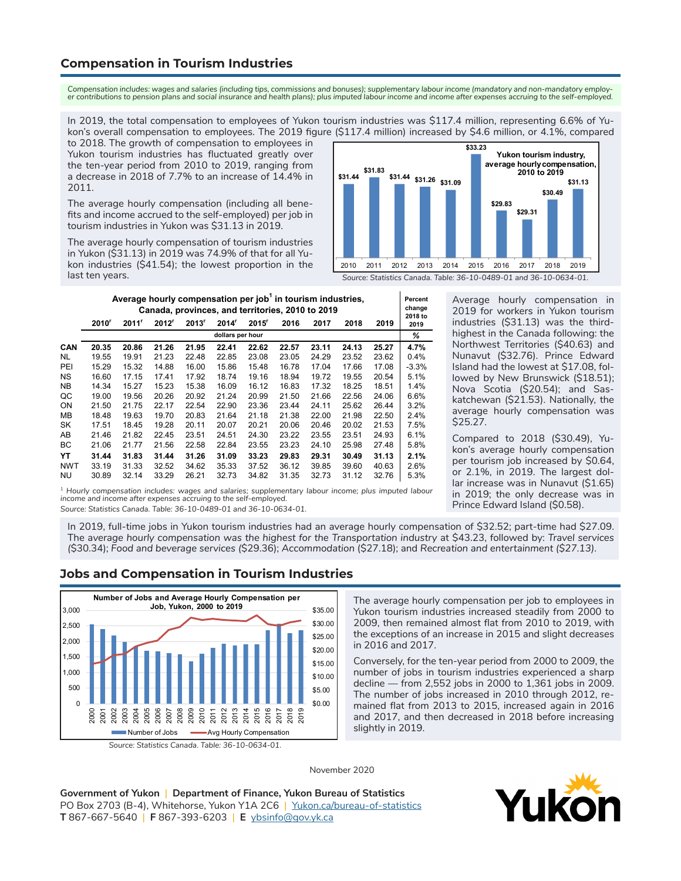## Compensation in Tourism Industries

*Compensation includes: wages and salaries (including tips, commissions and bonuses); supplementary labour income (mandatory and non-mandatory employer contributions to pension plans and social insurance and health plans); plus imputed labour income and income after expenses accruing to the self-employed.*

In 2019, the total compensation to employees of Yukon tourism industries was $117.4 million, representing 6.6% of Yukon's overall compensation to employees. The 2019 figure ($117.4 million) increased by $4.6 million, or 4.1%, compared to 2018. The growth of compensation to employees in Yukon tourism industries has fluctuated greatly over the ten-year period from 2010 to 2019, ranging from a decrease in 2018 of 7.7% to an increase of 14.4% in 2011.

The average hourly compensation (including all benefits and income accrued to the self-employed) per job in tourism industries in Yukon was $31.13 in 2019.

The average hourly compensation of tourism industries in Yukon ($31.13) in 2019 was 74.9% of that for all Yukon industries ($41.54); the lowest proportion in the last ten years.

Yukon tourism industry, average hourly compensation, 2010 to 2019

$31.44 $31.83 $31.44 $31.26 $31.09 $33.23 $29.83 $29.31 $30.49 $31.13

2010 2011 2012 2013 2014 2015 2016 2017 2018 2019

Source: Statistics Canada. Table: 36-10-0489-01 and 36-10-0634-01.

**Average hourly compensation per job[1] in tourism industries, Canada, provinces, and territories, 2010 to 2019**

| | 2010[r] | 2011[r] | 2012[r] | 2013[r] | 2014[r] | 2015[r] | 2016 | 2017 | 2018 | 2019 | Percent change 2018 to 2019 |
|---|---|---|---|---|---|---|---|---|---|---|---|
| | dollars per hour | | | | | | | | | | % |
| **CAN** | **20.35** | **20.86** | **21.26** | **21.95** | **22.41** | **22.62** | **22.57** | **23.11** | **24.13** | **25.27** | **4.7%** |
| NL | 19.55 | 19.91 | 21.23 | 22.48 | 22.85 | 23.08 | 23.05 | 24.29 | 23.52 | 23.62 | 0.4% |
| PEI | 15.29 | 15.32 | 14.88 | 16.00 | 15.86 | 15.48 | 16.78 | 17.04 | 17.66 | 17.08 | -3.3% |
| NS | 16.60 | 17.15 | 17.41 | 17.92 | 18.74 | 19.16 | 18.94 | 19.72 | 19.55 | 20.54 | 5.1% |
| NB | 14.34 | 15.27 | 15.23 | 15.38 | 16.09 | 16.12 | 16.83 | 17.32 | 18.25 | 18.51 | 1.4% |
| QC | 19.00 | 19.56 | 20.26 | 20.92 | 21.24 | 20.99 | 21.50 | 21.66 | 22.56 | 24.06 | 6.6% |
| ON | 21.50 | 21.75 | 22.17 | 22.54 | 22.90 | 23.36 | 23.44 | 24.11 | 25.62 | 26.44 | 3.2% |
| MB | 18.48 | 19.63 | 19.70 | 20.83 | 21.64 | 21.18 | 21.38 | 22.00 | 21.98 | 22.50 | 2.4% |
| SK | 17.51 | 18.45 | 19.28 | 20.11 | 20.07 | 20.21 | 20.06 | 20.46 | 20.02 | 21.53 | 7.5% |
| AB | 21.46 | 21.82 | 22.45 | 23.51 | 24.51 | 24.30 | 23.22 | 23.55 | 23.51 | 24.93 | 6.1% |
| BC | 21.06 | 21.77 | 21.56 | 22.58 | 22.84 | 23.55 | 23.23 | 24.10 | 25.98 | 27.48 | 5.8% |
| **YT** | **31.44** | **31.83** | **31.44** | **31.26** | **31.09** | **33.23** | **29.83** | **29.31** | **30.49** | **31.13** | **2.1%** |
| NWT | 33.19 | 31.33 | 32.52 | 34.62 | 35.33 | 37.52 | 36.12 | 39.85 | 39.60 | 40.63 | 2.6% |
| NU | 30.89 | 32.14 | 33.29 | 26.21 | 32.73 | 34.82 | 31.35 | 32.73 | 31.12 | 32.76 | 5.3% |

[1] *Hourly compensation includes: wages and salaries; supplementary labour income; plus imputed labour income and income after expenses accruing to the self-employed.*

Source: Statistics Canada. Table: 36-10-0489-01 and 36-10-0634-01.

Average hourly compensation in 2019 for workers in Yukon tourism industries ($31.13) was the third-highest in the Canada following: the Northwest Territories ($40.63) and Nunavut ($32.76). Prince Edward Island had the lowest at $17.08, followed by New Brunswick ($18.51); Nova Scotia ($20.54); and Saskatchewan ($21.53). Nationally, the average hourly compensation was $25.27.

Compared to 2018 ($30.49), Yukon's average hourly compensation per tourism job increased by $0.64, or 2.1%, in 2019. The largest dollar increase was in Nunavut ($1.65) in 2019; the only decrease was in Prince Edward Island ($0.58).

In 2019, full-time jobs in Yukon tourism industries had an average hourly compensation of $32.52; part-time had $27.09. The average hourly compensation was the highest for the Transportation industry at $43.23, followed by: *Travel services* ($30.34); *Food and beverage services* ($29.36); *Accommodation* ($27.18); and *Recreation and entertainment* ($27.13).

## Jobs and Compensation in Tourism Industries

Number of Jobs and Average Hourly Compensation per Job, Yukon, 2000 to 2019

3,000 2,500 2,000 1,500 1,000 500 0

$35.00 $30.00 $25.00 $20.00 $15.00 $10.00 $5.00 $0.00

2000 2001 2002 2003 2004 2005 2006 2007 2008 2009 2010 2011 2012 2013 2014 2015 2016 2017 2018 2019

Number of Jobs — Avg Hourly Compensation

Source: Statistics Canada. Table: 36-10-0634-01.

The average hourly compensation per job to employees in Yukon tourism industries increased steadily from 2000 to 2009, then remained almost flat from 2010 to 2019, with the exceptions of an increase in 2015 and slight decreases in 2016 and 2017.

Conversely, for the ten-year period from 2000 to 2009, the number of jobs in tourism industries experienced a sharp decline — from 2,552 jobs in 2000 to 1,361 jobs in 2009. The number of jobs increased in 2010 through 2012, remained flat from 2013 to 2015, increased again in 2016 and 2017, and then decreased in 2018 before increasing slightly in 2019.

November 2020

**Government of Yukon | Department of Finance, Yukon Bureau of Statistics**
PO Box 2703 (B-4), Whitehorse, Yukon Y1A 2C6 | Yukon.ca/bureau-of-statistics
**T** 867-667-5640 | **F** 867-393-6203 | **E** ybsinfo@gov.yk.ca

Yukon